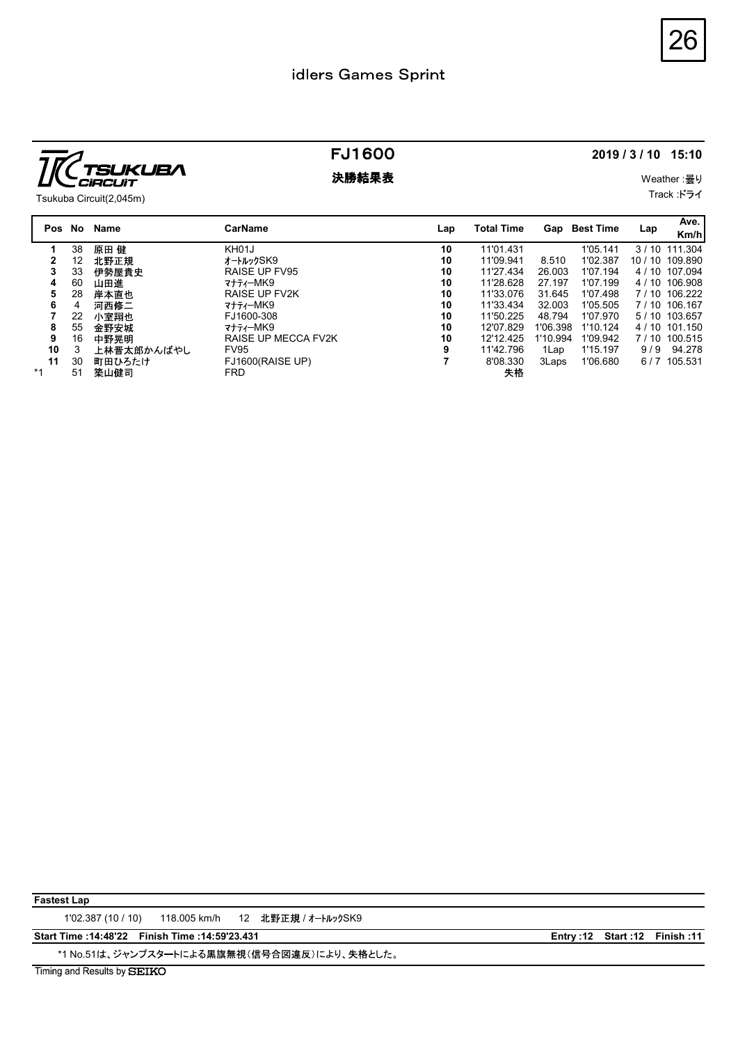# idlers Games Sprint

TSUKUBA CIRCUIT

Tsukuba Circuit(2,045m)

## FJ1600

## 決勝結果表

**2019 / 3 / 10 15:10**

Weather :曇り

Track :ドライ

| Pos | No | Name | CarName | Lap | Total Time | Gap | Best Time | Lap | Ave. Km/h |
|---|---|---|---|---|---|---|---|---|---|
| 1 | 38 | 原田 健 | KH01J | 10 | 11'01.431 | | 1'05.141 | 3 / 10 | 111.304 |
| 2 | 12 | 北野正規 | ｵｰﾄﾙｯｸSK9 | 10 | 11'09.941 | 8.510 | 1'02.387 | 10 / 10 | 109.890 |
| 3 | 33 | 伊勢屋貴史 | RAISE UP FV95 | 10 | 11'27.434 | 26.003 | 1'07.194 | 4 / 10 | 107.094 |
| 4 | 60 | 山田進 | ﾏﾅﾃｨｰMK9 | 10 | 11'28.628 | 27.197 | 1'07.199 | 4 / 10 | 106.908 |
| 5 | 28 | 岸本直也 | RAISE UP FV2K | 10 | 11'33.076 | 31.645 | 1'07.498 | 7 / 10 | 106.222 |
| 6 | 4 | 河西修二 | ﾏﾅﾃｨｰMK9 | 10 | 11'33.434 | 32.003 | 1'05.505 | 7 / 10 | 106.167 |
| 7 | 22 | 小室翔也 | FJ1600-308 | 10 | 11'50.225 | 48.794 | 1'07.970 | 5 / 10 | 103.657 |
| 8 | 55 | 金野安城 | ﾏﾅﾃｨｰMK9 | 10 | 12'07.829 | 1'06.398 | 1'10.124 | 4 / 10 | 101.150 |
| 9 | 16 | 中野晃明 | RAISE UP MECCA FV2K | 10 | 12'12.425 | 1'10.994 | 1'09.942 | 7 / 10 | 100.515 |
| 10 | 3 | 上林晋太郎かんばやし | FV95 | 9 | 11'42.796 | 1Lap | 1'15.197 | 9 / 9 | 94.278 |
| 11 | 30 | 町田ひろたけ | FJ1600(RAISE UP) | 7 | 8'08.330 | 3Laps | 1'06.680 | 6 / 7 | 105.531 |
| *1 | 51 | 箕山健司 | FRD | | 失格 | | | | |

**Fastest Lap**

1'02.387 (10 / 10) 118.005 km/h 12 北野正規 / ｵｰﾄﾙｯｸSK9

**Start Time :14:48'22 Finish Time :14:59'23.431** **Entry :12 Start :12 Finish :11**

*1 No.51は、ジャンプスタートによる黒旗無視（信号合図違反）により、失格とした。

Timing and Results by SEIKO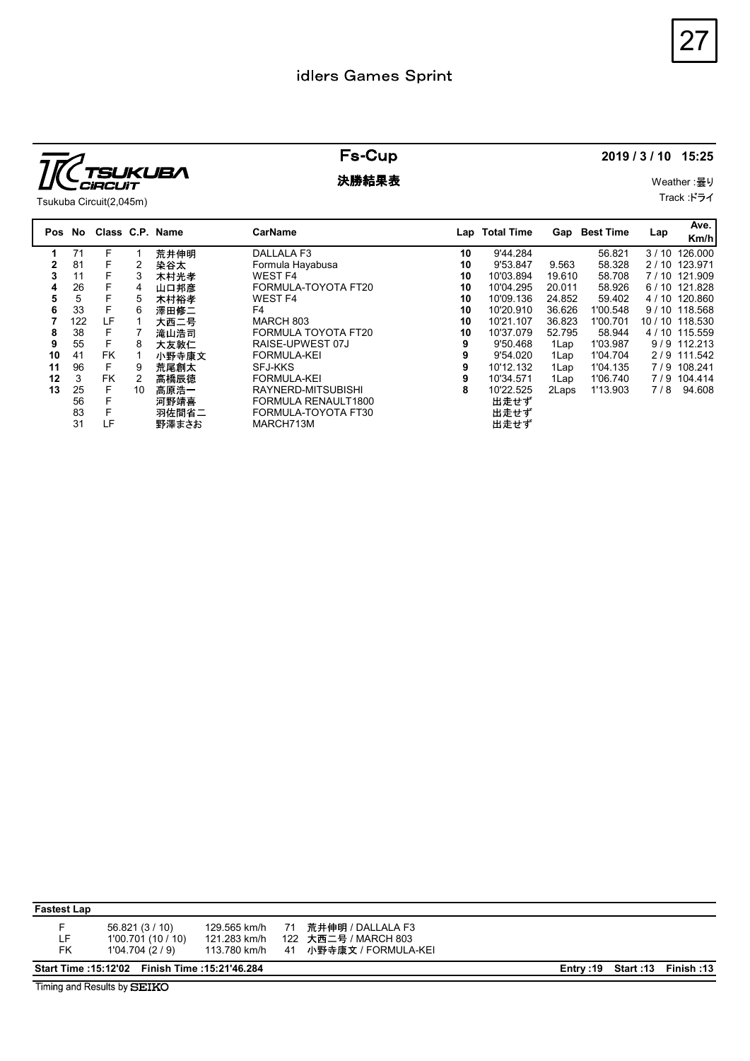# idlers Games Sprint

TSUKUBA CIRCUIT
Tsukuba Circuit(2,045m)

## Fs-Cup

### 決勝結果表

**2019 / 3 / 10 15:25**

Weather :曇り
Track :ドライ

| Pos | No | Class | C.P. | Name | CarName | Lap | Total Time | Gap | Best Time | Lap | Ave. Km/h |
|---|---|---|---|---|---|---|---|---|---|---|---|
| 1 | 71 | F | 1 | 荒井伸明 | DALLALA F3 | 10 | 9'44.284 | | 56.821 | 3 / 10 | 126.000 |
| 2 | 81 | F | 2 | 染谷太 | Formula Hayabusa | 10 | 9'53.847 | 9.563 | 58.328 | 2 / 10 | 123.971 |
| 3 | 11 | F | 3 | 木村光孝 | WEST F4 | 10 | 10'03.894 | 19.610 | 58.708 | 7 / 10 | 121.909 |
| 4 | 26 | F | 4 | 山口邦彦 | FORMULA-TOYOTA FT20 | 10 | 10'04.295 | 20.011 | 58.926 | 6 / 10 | 121.828 |
| 5 | 5 | F | 5 | 木村裕孝 | WEST F4 | 10 | 10'09.136 | 24.852 | 59.402 | 4 / 10 | 120.860 |
| 6 | 33 | F | 6 | 澤田修二 | F4 | 10 | 10'20.910 | 36.626 | 1'00.548 | 9 / 10 | 118.568 |
| 7 | 122 | LF | 1 | 大西二号 | MARCH 803 | 10 | 10'21.107 | 36.823 | 1'00.701 | 10 / 10 | 118.530 |
| 8 | 38 | F | 7 | 滝山浩司 | FORMULA TOYOTA FT20 | 10 | 10'37.079 | 52.795 | 58.944 | 4 / 10 | 115.559 |
| 9 | 55 | F | 8 | 大友敦仁 | RAISE-UPWEST 07J | 9 | 9'50.468 | 1Lap | 1'03.987 | 9 / 9 | 112.213 |
| 10 | 41 | FK | 1 | 小野寺康文 | FORMULA-KEI | 9 | 9'54.020 | 1Lap | 1'04.704 | 2 / 9 | 111.542 |
| 11 | 96 | F | 9 | 荒尾創太 | SFJ-KKS | 9 | 10'12.132 | 1Lap | 1'04.135 | 7 / 9 | 108.241 |
| 12 | 3 | FK | 2 | 高橋辰徳 | FORMULA-KEI | 9 | 10'34.571 | 1Lap | 1'06.740 | 7 / 9 | 104.414 |
| 13 | 25 | F | 10 | 高原浩一 | RAYNERD-MITSUBISHI | 8 | 10'22.525 | 2Laps | 1'13.903 | 7 / 8 | 94.608 |
| | 56 | F | | 河野靖喜 | FORMULA RENAULT1800 | | 出走せず | | | | |
| | 83 | F | | 羽佐間省二 | FORMULA-TOYOTA FT30 | | 出走せず | | | | |
| | 31 | LF | | 野澤まさお | MARCH713M | | 出走せず | | | | |

**Fastest Lap**

| Class | Time | Speed | No | Name / Car |
|---|---|---|---|---|
| F | 56.821 (3 / 10) | 129.565 km/h | 71 | 荒井伸明 / DALLALA F3 |
| LF | 1'00.701 (10 / 10) | 121.283 km/h | 122 | 大西二号 / MARCH 803 |
| FK | 1'04.704 (2 / 9) | 113.780 km/h | 41 | 小野寺康文 / FORMULA-KEI |

**Start Time :15:12'02　Finish Time :15:21'46.284**

**Entry :19　Start :13　Finish :13**

Timing and Results by SEIKO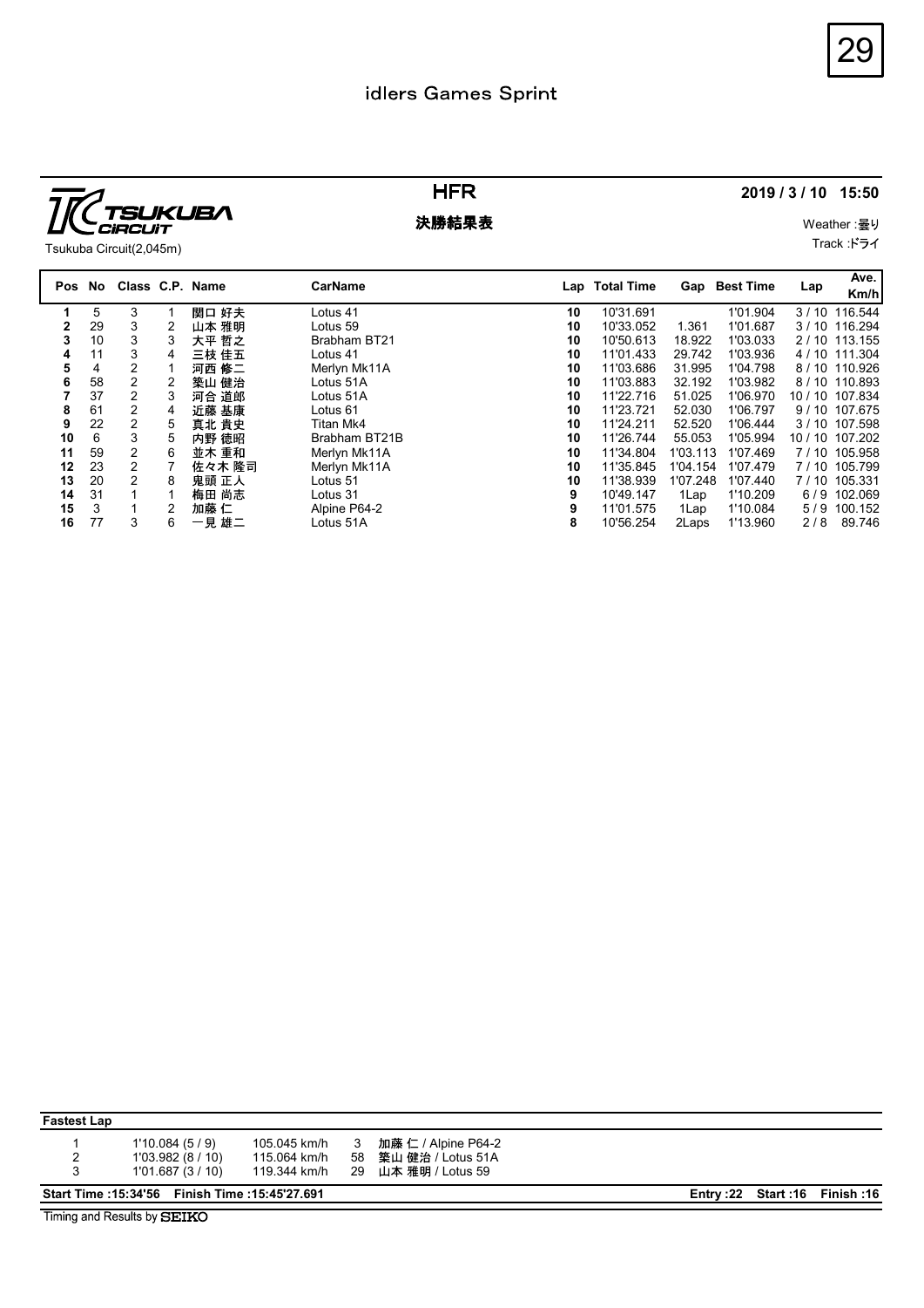# idlers Games Sprint

TSUKUBA CIRCUIT
Tsukuba Circuit(2,045m)

## HFR

## 決勝結果表

**2019 / 3 / 10 15:50**

Weather :曇り
Track :ドライ

| Pos | No | Class | C.P. | Name | CarName | Lap | Total Time | Gap | Best Time | Lap | Ave. Km/h |
|---|---|---|---|---|---|---|---|---|---|---|---|
| 1 | 5 | 3 | 1 | 関口 好夫 | Lotus 41 | 10 | 10'31.691 | | 1'01.904 | 3 / 10 | 116.544 |
| 2 | 29 | 3 | 2 | 山本 雅明 | Lotus 59 | 10 | 10'33.052 | 1.361 | 1'01.687 | 3 / 10 | 116.294 |
| 3 | 10 | 3 | 3 | 大平 哲之 | Brabham BT21 | 10 | 10'50.613 | 18.922 | 1'03.033 | 2 / 10 | 113.155 |
| 4 | 11 | 3 | 4 | 三枝 佳五 | Lotus 41 | 10 | 11'01.433 | 29.742 | 1'03.936 | 4 / 10 | 111.304 |
| 5 | 4 | 2 | 1 | 河西 修二 | Merlyn Mk11A | 10 | 11'03.686 | 31.995 | 1'04.798 | 8 / 10 | 110.926 |
| 6 | 58 | 2 | 2 | 簗山 健治 | Lotus 51A | 10 | 11'03.883 | 32.192 | 1'03.982 | 8 / 10 | 110.893 |
| 7 | 37 | 2 | 3 | 河合 道郎 | Lotus 51A | 10 | 11'22.716 | 51.025 | 1'06.970 | 10 / 10 | 107.834 |
| 8 | 61 | 2 | 4 | 近藤 基康 | Lotus 61 | 10 | 11'23.721 | 52.030 | 1'06.797 | 9 / 10 | 107.675 |
| 9 | 22 | 2 | 5 | 真北 貴史 | Titan Mk4 | 10 | 11'24.211 | 52.520 | 1'06.444 | 3 / 10 | 107.598 |
| 10 | 6 | 3 | 5 | 内野 徳昭 | Brabham BT21B | 10 | 11'26.744 | 55.053 | 1'05.994 | 10 / 10 | 107.202 |
| 11 | 59 | 2 | 6 | 並木 重和 | Merlyn Mk11A | 10 | 11'34.804 | 1'03.113 | 1'07.469 | 7 / 10 | 105.958 |
| 12 | 23 | 2 | 7 | 佐々木 隆司 | Merlyn Mk11A | 10 | 11'35.845 | 1'04.154 | 1'07.479 | 7 / 10 | 105.799 |
| 13 | 20 | 2 | 8 | 鬼頭 正人 | Lotus 51 | 10 | 11'38.939 | 1'07.248 | 1'07.440 | 7 / 10 | 105.331 |
| 14 | 31 | 1 | 1 | 梅田 尚志 | Lotus 31 | 9 | 10'49.147 | 1Lap | 1'10.209 | 6 / 9 | 102.069 |
| 15 | 3 | 1 | 2 | 加藤 仁 | Alpine P64-2 | 9 | 11'01.575 | 1Lap | 1'10.084 | 5 / 9 | 100.152 |
| 16 | 77 | 3 | 6 | 一見 雄二 | Lotus 51A | 8 | 10'56.254 | 2Laps | 1'13.960 | 2 / 8 | 89.746 |

**Fastest Lap**

| | | | | |
|---|---|---|---|---|
| 1 | 1'10.084 (5 / 9) | 105.045 km/h | 3 | 加藤 仁 / Alpine P64-2 |
| 2 | 1'03.982 (8 / 10) | 115.064 km/h | 58 | 簗山 健治 / Lotus 51A |
| 3 | 1'01.687 (3 / 10) | 119.344 km/h | 29 | 山本 雅明 / Lotus 59 |

**Start Time :15:34'56 Finish Time :15:45'27.691** **Entry :22 Start :16 Finish :16**

Timing and Results by SEIKO